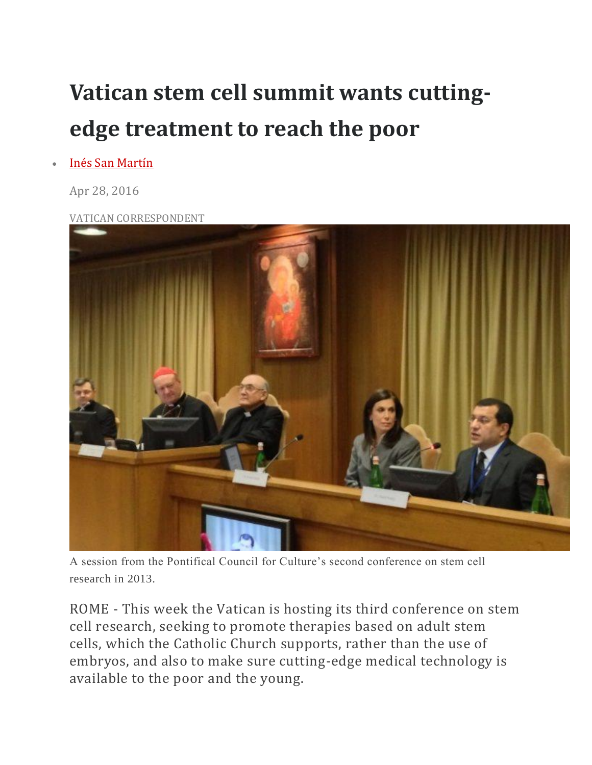# Vatican stem cell summit wants cutting-edge treatment to reach the poor

- Inés San Martín

Apr 28, 2016

VATICAN CORRESPONDENT

A session from the Pontifical Council for Culture's second conference on stem cell research in 2013.

ROME - This week the Vatican is hosting its third conference on stem cell research, seeking to promote therapies based on adult stem cells, which the Catholic Church supports, rather than the use of embryos, and also to make sure cutting-edge medical technology is available to the poor and the young.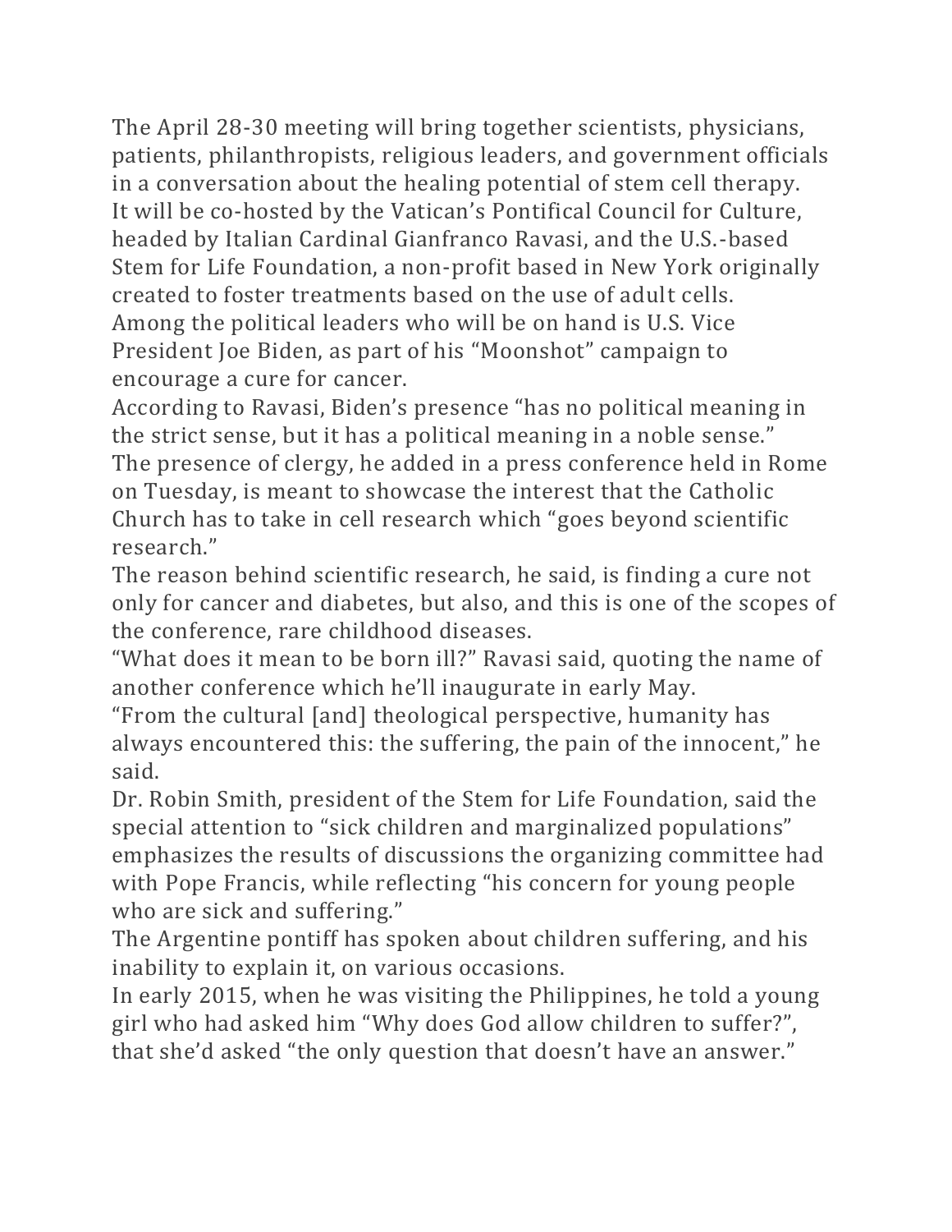The April 28-30 meeting will bring together scientists, physicians, patients, philanthropists, religious leaders, and government officials in a conversation about the healing potential of stem cell therapy.

It will be co-hosted by the Vatican's Pontifical Council for Culture, headed by Italian Cardinal Gianfranco Ravasi, and the U.S.-based Stem for Life Foundation, a non-profit based in New York originally created to foster treatments based on the use of adult cells.

Among the political leaders who will be on hand is U.S. Vice President Joe Biden, as part of his "Moonshot" campaign to encourage a cure for cancer.

According to Ravasi, Biden's presence "has no political meaning in the strict sense, but it has a political meaning in a noble sense."

The presence of clergy, he added in a press conference held in Rome on Tuesday, is meant to showcase the interest that the Catholic Church has to take in cell research which "goes beyond scientific research."

The reason behind scientific research, he said, is finding a cure not only for cancer and diabetes, but also, and this is one of the scopes of the conference, rare childhood diseases.

"What does it mean to be born ill?" Ravasi said, quoting the name of another conference which he'll inaugurate in early May.

"From the cultural [and] theological perspective, humanity has always encountered this: the suffering, the pain of the innocent," he said.

Dr. Robin Smith, president of the Stem for Life Foundation, said the special attention to "sick children and marginalized populations" emphasizes the results of discussions the organizing committee had with Pope Francis, while reflecting "his concern for young people who are sick and suffering."

The Argentine pontiff has spoken about children suffering, and his inability to explain it, on various occasions.

In early 2015, when he was visiting the Philippines, he told a young girl who had asked him "Why does God allow children to suffer?", that she'd asked "the only question that doesn't have an answer."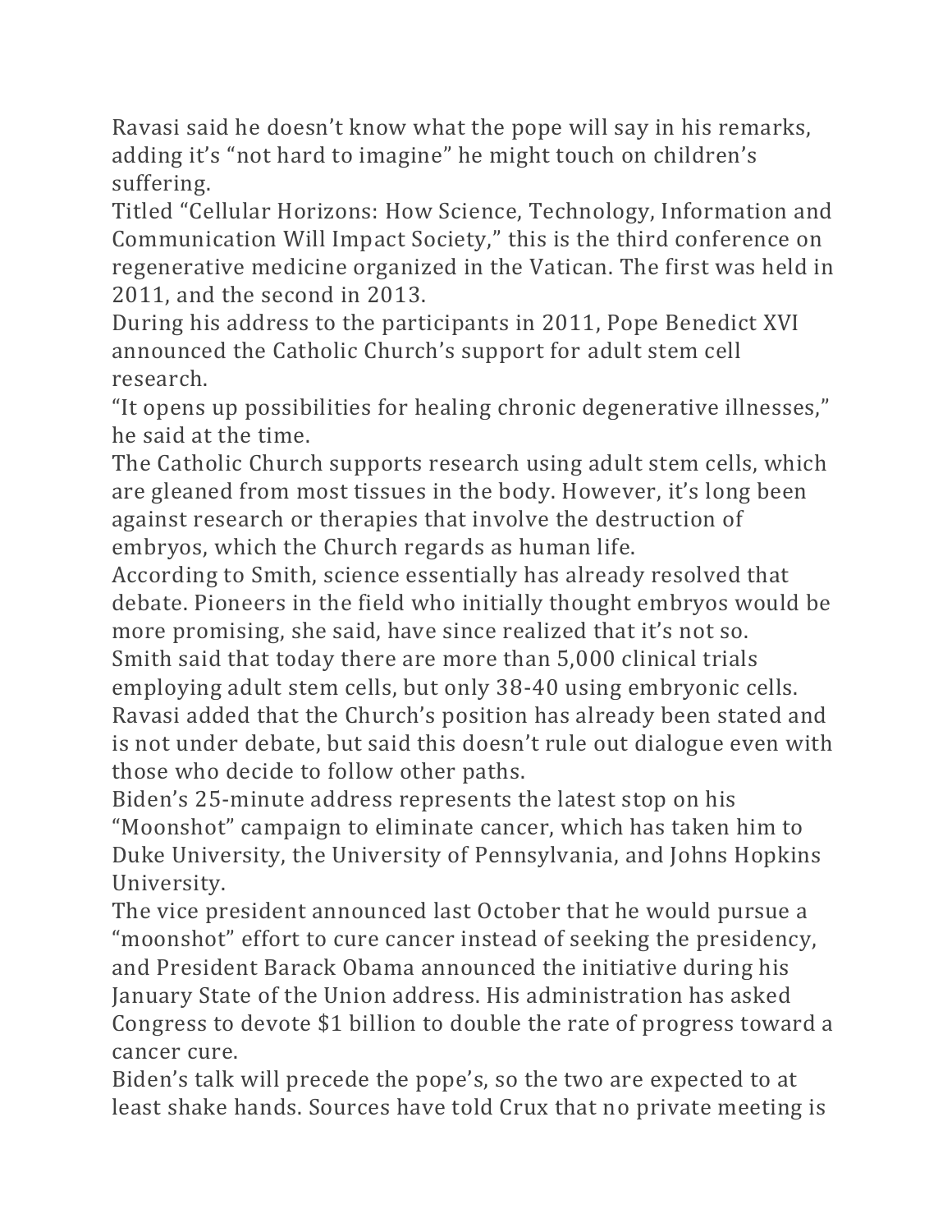Ravasi said he doesn't know what the pope will say in his remarks, adding it's "not hard to imagine" he might touch on children's suffering.

Titled "Cellular Horizons: How Science, Technology, Information and Communication Will Impact Society," this is the third conference on regenerative medicine organized in the Vatican. The first was held in 2011, and the second in 2013.

During his address to the participants in 2011, Pope Benedict XVI announced the Catholic Church's support for adult stem cell research.

"It opens up possibilities for healing chronic degenerative illnesses," he said at the time.

The Catholic Church supports research using adult stem cells, which are gleaned from most tissues in the body. However, it's long been against research or therapies that involve the destruction of embryos, which the Church regards as human life.

According to Smith, science essentially has already resolved that debate. Pioneers in the field who initially thought embryos would be more promising, she said, have since realized that it's not so.

Smith said that today there are more than 5,000 clinical trials employing adult stem cells, but only 38-40 using embryonic cells.

Ravasi added that the Church's position has already been stated and is not under debate, but said this doesn't rule out dialogue even with those who decide to follow other paths.

Biden's 25-minute address represents the latest stop on his "Moonshot" campaign to eliminate cancer, which has taken him to Duke University, the University of Pennsylvania, and Johns Hopkins University.

The vice president announced last October that he would pursue a "moonshot" effort to cure cancer instead of seeking the presidency, and President Barack Obama announced the initiative during his January State of the Union address. His administration has asked Congress to devote $1 billion to double the rate of progress toward a cancer cure.

Biden's talk will precede the pope's, so the two are expected to at least shake hands. Sources have told Crux that no private meeting is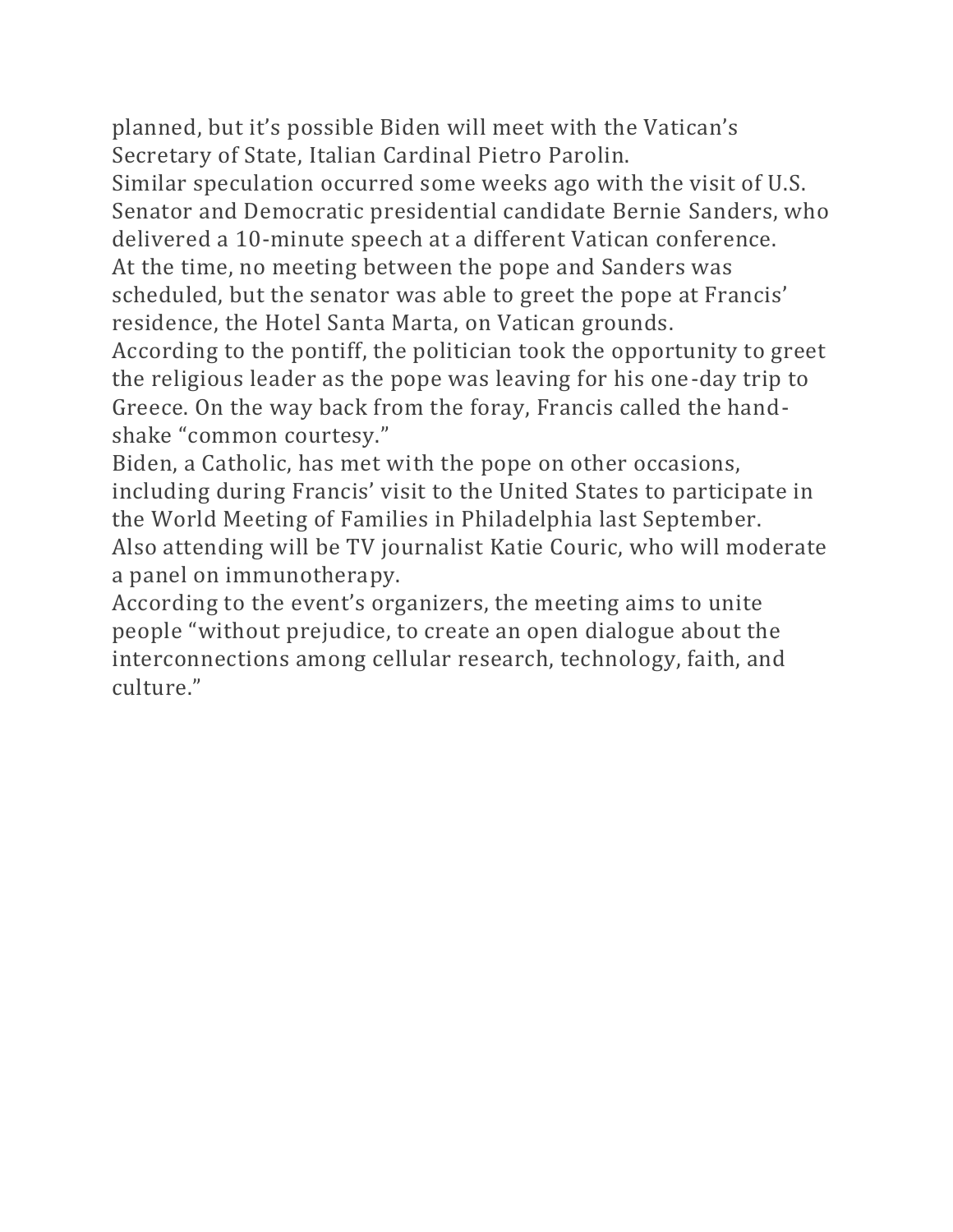planned, but it's possible Biden will meet with the Vatican's Secretary of State, Italian Cardinal Pietro Parolin.

Similar speculation occurred some weeks ago with the visit of U.S. Senator and Democratic presidential candidate Bernie Sanders, who delivered a 10-minute speech at a different Vatican conference.

At the time, no meeting between the pope and Sanders was scheduled, but the senator was able to greet the pope at Francis' residence, the Hotel Santa Marta, on Vatican grounds.

According to the pontiff, the politician took the opportunity to greet the religious leader as the pope was leaving for his one-day trip to Greece. On the way back from the foray, Francis called the hand-shake "common courtesy."

Biden, a Catholic, has met with the pope on other occasions, including during Francis' visit to the United States to participate in the World Meeting of Families in Philadelphia last September.

Also attending will be TV journalist Katie Couric, who will moderate a panel on immunotherapy.

According to the event's organizers, the meeting aims to unite people "without prejudice, to create an open dialogue about the interconnections among cellular research, technology, faith, and culture."